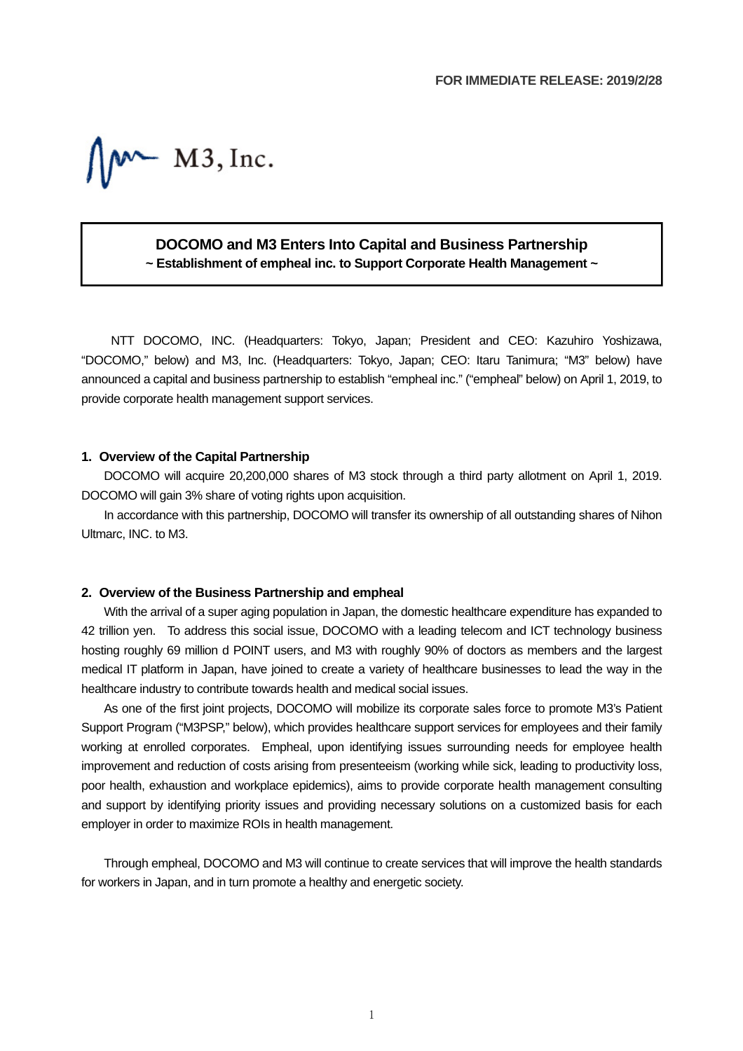**FOR IMMEDIATE RELEASE: 2019/2/28**

M3, Inc.

# DOCOMO and M3 Enters Into Capital and Business Partnership

**~ Establishment of empheal inc. to Support Corporate Health Management ~**

NTT DOCOMO, INC. (Headquarters: Tokyo, Japan; President and CEO: Kazuhiro Yoshizawa, "DOCOMO," below) and M3, Inc. (Headquarters: Tokyo, Japan; CEO: Itaru Tanimura; "M3" below) have announced a capital and business partnership to establish "empheal inc." ("empheal" below) on April 1, 2019, to provide corporate health management support services.

## 1. Overview of the Capital Partnership

DOCOMO will acquire 20,200,000 shares of M3 stock through a third party allotment on April 1, 2019. DOCOMO will gain 3% share of voting rights upon acquisition.

In accordance with this partnership, DOCOMO will transfer its ownership of all outstanding shares of Nihon Ultmarc, INC. to M3.

## 2. Overview of the Business Partnership and empheal

With the arrival of a super aging population in Japan, the domestic healthcare expenditure has expanded to 42 trillion yen. To address this social issue, DOCOMO with a leading telecom and ICT technology business hosting roughly 69 million d POINT users, and M3 with roughly 90% of doctors as members and the largest medical IT platform in Japan, have joined to create a variety of healthcare businesses to lead the way in the healthcare industry to contribute towards health and medical social issues.

As one of the first joint projects, DOCOMO will mobilize its corporate sales force to promote M3's Patient Support Program ("M3PSP," below), which provides healthcare support services for employees and their family working at enrolled corporates. Empheal, upon identifying issues surrounding needs for employee health improvement and reduction of costs arising from presenteeism (working while sick, leading to productivity loss, poor health, exhaustion and workplace epidemics), aims to provide corporate health management consulting and support by identifying priority issues and providing necessary solutions on a customized basis for each employer in order to maximize ROIs in health management.

Through empheal, DOCOMO and M3 will continue to create services that will improve the health standards for workers in Japan, and in turn promote a healthy and energetic society.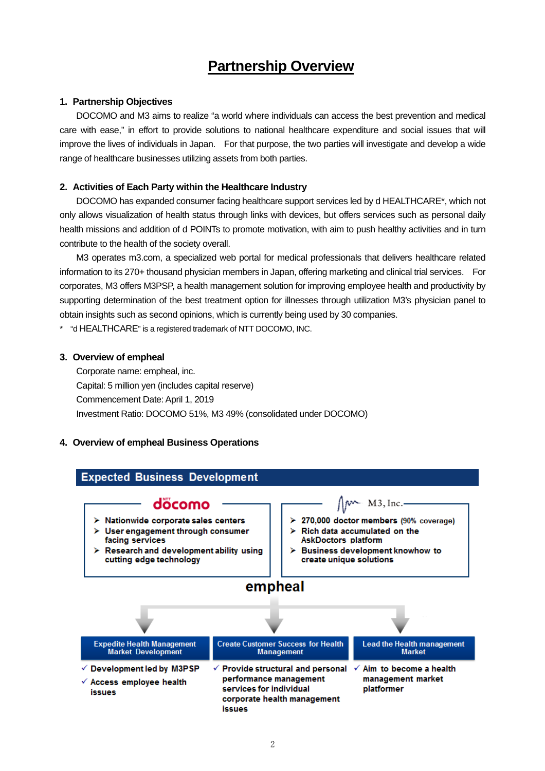# Partnership Overview

## 1. Partnership Objectives

DOCOMO and M3 aims to realize "a world where individuals can access the best prevention and medical care with ease," in effort to provide solutions to national healthcare expenditure and social issues that will improve the lives of individuals in Japan. For that purpose, the two parties will investigate and develop a wide range of healthcare businesses utilizing assets from both parties.

## 2. Activities of Each Party within the Healthcare Industry

DOCOMO has expanded consumer facing healthcare support services led by d HEALTHCARE*, which not only allows visualization of health status through links with devices, but offers services such as personal daily health missions and addition of d POINTs to promote motivation, with aim to push healthy activities and in turn contribute to the health of the society overall.

M3 operates m3.com, a specialized web portal for medical professionals that delivers healthcare related information to its 270+ thousand physician members in Japan, offering marketing and clinical trial services. For corporates, M3 offers M3PSP, a health management solution for improving employee health and productivity by supporting determination of the best treatment option for illnesses through utilization M3's physician panel to obtain insights such as second opinions, which is currently being used by 30 companies.

\* "d HEALTHCARE" is a registered trademark of NTT DOCOMO, INC.

## 3. Overview of empheal

Corporate name: empheal, inc.
Capital: 5 million yen (includes capital reserve)
Commencement Date: April 1, 2019
Investment Ratio: DOCOMO 51%, M3 49% (consolidated under DOCOMO)

## 4. Overview of empheal Business Operations

**Expected Business Development**

**docomo**
- Nationwide corporate sales centers
- User engagement through consumer facing services
- Research and development ability using cutting edge technology

**M3, Inc.**
- 270,000 doctor members (90% coverage)
- Rich data accumulated on the AskDoctors platform
- Business development knowhow to create unique solutions

**empheal**

**Expedite Health Management Market Development**
- ✓ Development led by M3PSP
- ✓ Access employee health issues

**Create Customer Success for Health Management**
- ✓ Provide structural and personal performance management services for individual corporate health management issues

**Lead the Health management Market**
- ✓ Aim to become a health management market platformer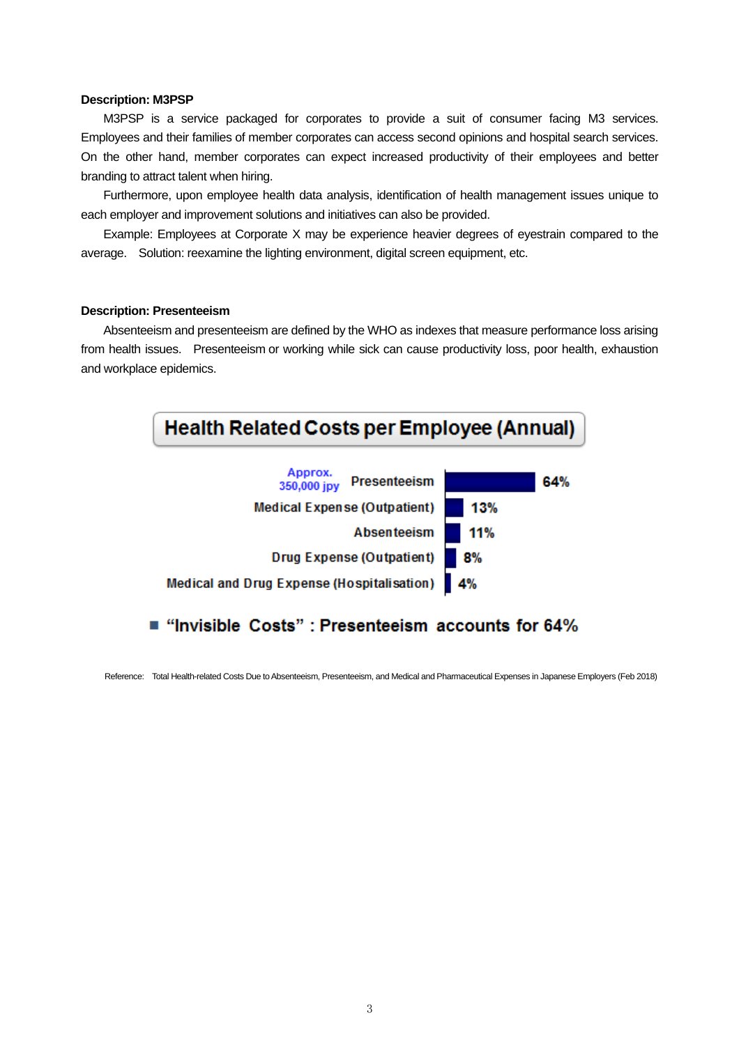**Description: M3PSP**

M3PSP is a service packaged for corporates to provide a suit of consumer facing M3 services. Employees and their families of member corporates can access second opinions and hospital search services. On the other hand, member corporates can expect increased productivity of their employees and better branding to attract talent when hiring.

Furthermore, upon employee health data analysis, identification of health management issues unique to each employer and improvement solutions and initiatives can also be provided.

Example: Employees at Corporate X may be experience heavier degrees of eyestrain compared to the average. Solution: reexamine the lighting environment, digital screen equipment, etc.

**Description: Presenteeism**

Absenteeism and presenteeism are defined by the WHO as indexes that measure performance loss arising from health issues. Presenteeism or working while sick can cause productivity loss, poor health, exhaustion and workplace epidemics.

Health Related Costs per Employee (Annual)

Approx. 350,000 jpy

Presenteeism 64%

Medical Expense (Outpatient) 13%

Absenteeism 11%

Drug Expense (Outpatient) 8%

Medical and Drug Expense (Hospitalisation) 4%

■ "Invisible Costs" : Presenteeism accounts for 64%

Reference: Total Health-related Costs Due to Absenteeism, Presenteeism, and Medical and Pharmaceutical Expenses in Japanese Employers (Feb 2018)